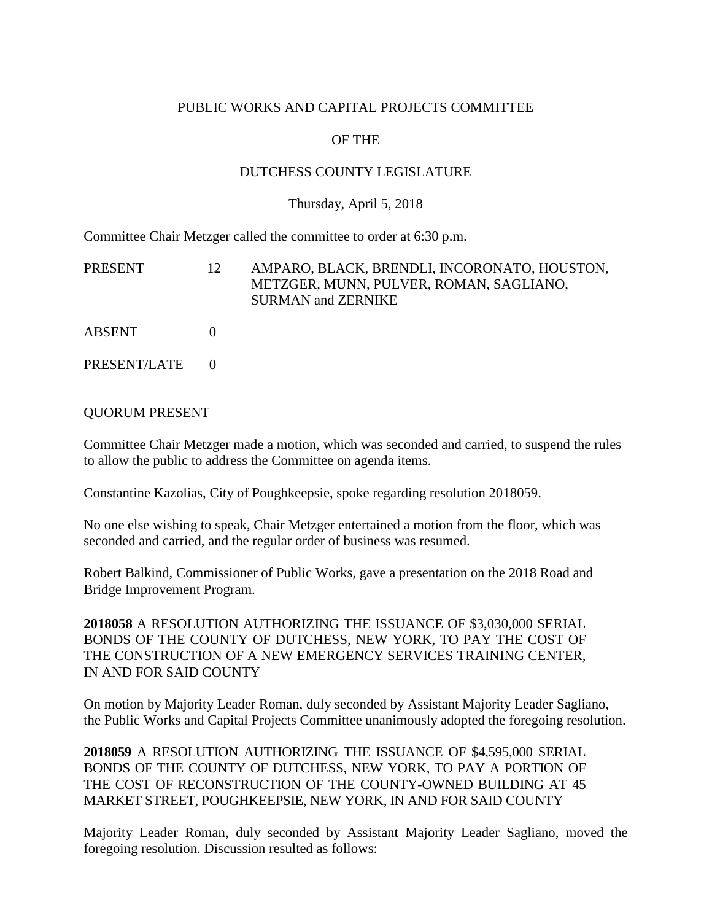PUBLIC WORKS AND CAPITAL PROJECTS COMMITTEE

OF THE

DUTCHESS COUNTY LEGISLATURE

Thursday, April 5, 2018

Committee Chair Metzger called the committee to order at 6:30 p.m.

| | | |
|---|---|---|
| PRESENT | 12 | AMPARO, BLACK, BRENDLI, INCORONATO, HOUSTON, METZGER, MUNN, PULVER, ROMAN, SAGLIANO, SURMAN and ZERNIKE |
| ABSENT | 0 | |
| PRESENT/LATE | 0 | |

QUORUM PRESENT

Committee Chair Metzger made a motion, which was seconded and carried, to suspend the rules to allow the public to address the Committee on agenda items.

Constantine Kazolias, City of Poughkeepsie, spoke regarding resolution 2018059.

No one else wishing to speak, Chair Metzger entertained a motion from the floor, which was seconded and carried, and the regular order of business was resumed.

Robert Balkind, Commissioner of Public Works, gave a presentation on the 2018 Road and Bridge Improvement Program.

**2018058** A RESOLUTION AUTHORIZING THE ISSUANCE OF $3,030,000 SERIAL BONDS OF THE COUNTY OF DUTCHESS, NEW YORK, TO PAY THE COST OF THE CONSTRUCTION OF A NEW EMERGENCY SERVICES TRAINING CENTER, IN AND FOR SAID COUNTY

On motion by Majority Leader Roman, duly seconded by Assistant Majority Leader Sagliano, the Public Works and Capital Projects Committee unanimously adopted the foregoing resolution.

**2018059** A RESOLUTION AUTHORIZING THE ISSUANCE OF $4,595,000 SERIAL BONDS OF THE COUNTY OF DUTCHESS, NEW YORK, TO PAY A PORTION OF THE COST OF RECONSTRUCTION OF THE COUNTY-OWNED BUILDING AT 45 MARKET STREET, POUGHKEEPSIE, NEW YORK, IN AND FOR SAID COUNTY

Majority Leader Roman, duly seconded by Assistant Majority Leader Sagliano, moved the foregoing resolution. Discussion resulted as follows: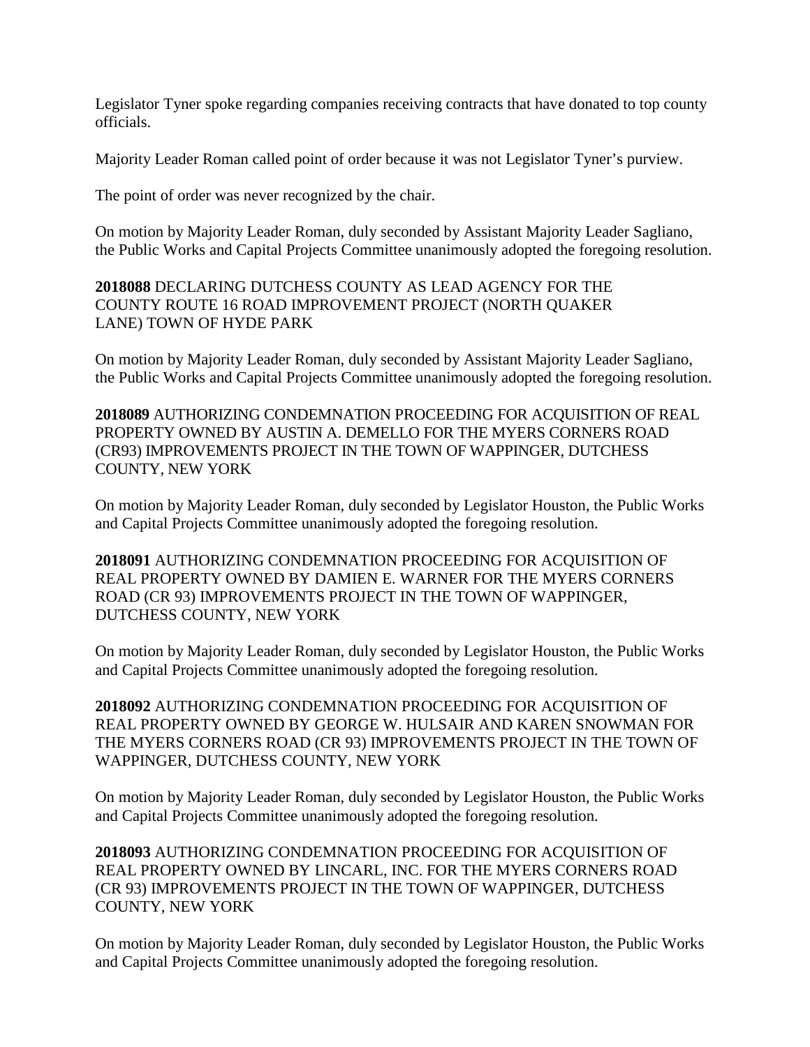Legislator Tyner spoke regarding companies receiving contracts that have donated to top county officials.

Majority Leader Roman called point of order because it was not Legislator Tyner's purview.

The point of order was never recognized by the chair.

On motion by Majority Leader Roman, duly seconded by Assistant Majority Leader Sagliano, the Public Works and Capital Projects Committee unanimously adopted the foregoing resolution.

**2018088** DECLARING DUTCHESS COUNTY AS LEAD AGENCY FOR THE COUNTY ROUTE 16 ROAD IMPROVEMENT PROJECT (NORTH QUAKER LANE) TOWN OF HYDE PARK

On motion by Majority Leader Roman, duly seconded by Assistant Majority Leader Sagliano, the Public Works and Capital Projects Committee unanimously adopted the foregoing resolution.

**2018089** AUTHORIZING CONDEMNATION PROCEEDING FOR ACQUISITION OF REAL PROPERTY OWNED BY AUSTIN A. DEMELLO FOR THE MYERS CORNERS ROAD (CR93) IMPROVEMENTS PROJECT IN THE TOWN OF WAPPINGER, DUTCHESS COUNTY, NEW YORK

On motion by Majority Leader Roman, duly seconded by Legislator Houston, the Public Works and Capital Projects Committee unanimously adopted the foregoing resolution.

**2018091** AUTHORIZING CONDEMNATION PROCEEDING FOR ACQUISITION OF REAL PROPERTY OWNED BY DAMIEN E. WARNER FOR THE MYERS CORNERS ROAD (CR 93) IMPROVEMENTS PROJECT IN THE TOWN OF WAPPINGER, DUTCHESS COUNTY, NEW YORK

On motion by Majority Leader Roman, duly seconded by Legislator Houston, the Public Works and Capital Projects Committee unanimously adopted the foregoing resolution.

**2018092** AUTHORIZING CONDEMNATION PROCEEDING FOR ACQUISITION OF REAL PROPERTY OWNED BY GEORGE W. HULSAIR AND KAREN SNOWMAN FOR THE MYERS CORNERS ROAD (CR 93) IMPROVEMENTS PROJECT IN THE TOWN OF WAPPINGER, DUTCHESS COUNTY, NEW YORK

On motion by Majority Leader Roman, duly seconded by Legislator Houston, the Public Works and Capital Projects Committee unanimously adopted the foregoing resolution.

**2018093** AUTHORIZING CONDEMNATION PROCEEDING FOR ACQUISITION OF REAL PROPERTY OWNED BY LINCARL, INC. FOR THE MYERS CORNERS ROAD (CR 93) IMPROVEMENTS PROJECT IN THE TOWN OF WAPPINGER, DUTCHESS COUNTY, NEW YORK

On motion by Majority Leader Roman, duly seconded by Legislator Houston, the Public Works and Capital Projects Committee unanimously adopted the foregoing resolution.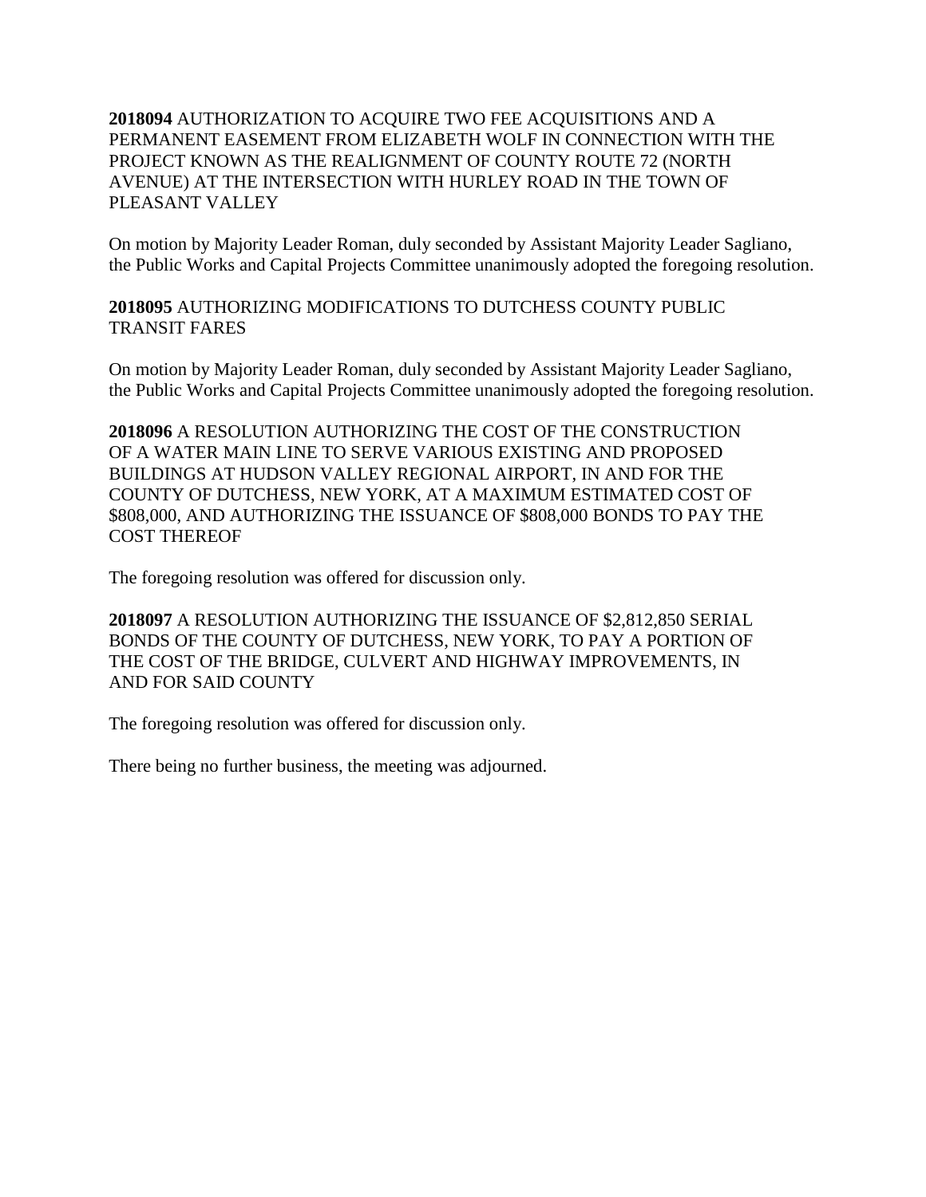**2018094** AUTHORIZATION TO ACQUIRE TWO FEE ACQUISITIONS AND A PERMANENT EASEMENT FROM ELIZABETH WOLF IN CONNECTION WITH THE PROJECT KNOWN AS THE REALIGNMENT OF COUNTY ROUTE 72 (NORTH AVENUE) AT THE INTERSECTION WITH HURLEY ROAD IN THE TOWN OF PLEASANT VALLEY

On motion by Majority Leader Roman, duly seconded by Assistant Majority Leader Sagliano, the Public Works and Capital Projects Committee unanimously adopted the foregoing resolution.

**2018095** AUTHORIZING MODIFICATIONS TO DUTCHESS COUNTY PUBLIC TRANSIT FARES

On motion by Majority Leader Roman, duly seconded by Assistant Majority Leader Sagliano, the Public Works and Capital Projects Committee unanimously adopted the foregoing resolution.

**2018096** A RESOLUTION AUTHORIZING THE COST OF THE CONSTRUCTION OF A WATER MAIN LINE TO SERVE VARIOUS EXISTING AND PROPOSED BUILDINGS AT HUDSON VALLEY REGIONAL AIRPORT, IN AND FOR THE COUNTY OF DUTCHESS, NEW YORK, AT A MAXIMUM ESTIMATED COST OF $808,000, AND AUTHORIZING THE ISSUANCE OF $808,000 BONDS TO PAY THE COST THEREOF

The foregoing resolution was offered for discussion only.

**2018097** A RESOLUTION AUTHORIZING THE ISSUANCE OF $2,812,850 SERIAL BONDS OF THE COUNTY OF DUTCHESS, NEW YORK, TO PAY A PORTION OF THE COST OF THE BRIDGE, CULVERT AND HIGHWAY IMPROVEMENTS, IN AND FOR SAID COUNTY

The foregoing resolution was offered for discussion only.

There being no further business, the meeting was adjourned.